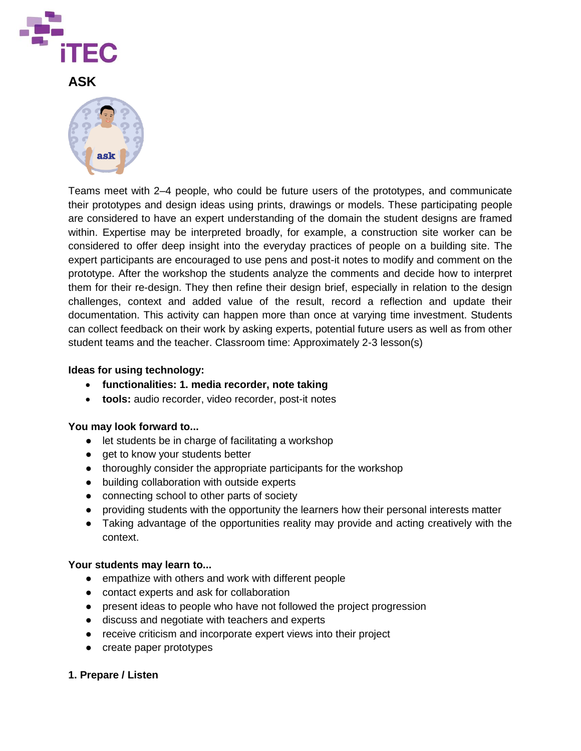# ASK

Teams meet with 2–4 people, who could be future users of the prototypes, and communicate their prototypes and design ideas using prints, drawings or models. These participating people are considered to have an expert understanding of the domain the student designs are framed within. Expertise may be interpreted broadly, for example, a construction site worker can be considered to offer deep insight into the everyday practices of people on a building site. The expert participants are encouraged to use pens and post-it notes to modify and comment on the prototype. After the workshop the students analyze the comments and decide how to interpret them for their re-design. They then refine their design brief, especially in relation to the design challenges, context and added value of the result, record a reflection and update their documentation. This activity can happen more than once at varying time investment. Students can collect feedback on their work by asking experts, potential future users as well as from other student teams and the teacher. Classroom time: Approximately 2-3 lesson(s)

**Ideas for using technology:**

- **functionalities: 1. media recorder, note taking**
- **tools:** audio recorder, video recorder, post-it notes

**You may look forward to...**

- let students be in charge of facilitating a workshop
- get to know your students better
- thoroughly consider the appropriate participants for the workshop
- building collaboration with outside experts
- connecting school to other parts of society
- providing students with the opportunity the learners how their personal interests matter
- Taking advantage of the opportunities reality may provide and acting creatively with the context.

**Your students may learn to...**

- empathize with others and work with different people
- contact experts and ask for collaboration
- present ideas to people who have not followed the project progression
- discuss and negotiate with teachers and experts
- receive criticism and incorporate expert views into their project
- create paper prototypes

**1. Prepare / Listen**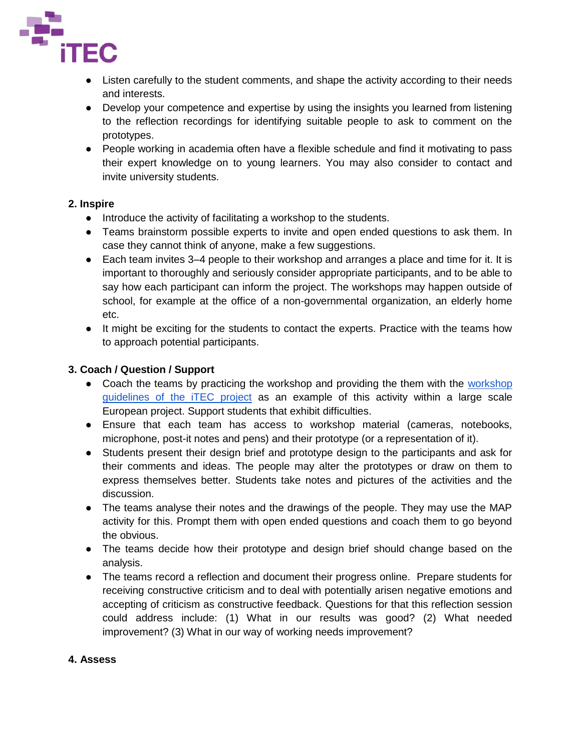- Listen carefully to the student comments, and shape the activity according to their needs and interests.
- Develop your competence and expertise by using the insights you learned from listening to the reflection recordings for identifying suitable people to ask to comment on the prototypes.
- People working in academia often have a flexible schedule and find it motivating to pass their expert knowledge on to young learners. You may also consider to contact and invite university students.

**2. Inspire**

- Introduce the activity of facilitating a workshop to the students.
- Teams brainstorm possible experts to invite and open ended questions to ask them. In case they cannot think of anyone, make a few suggestions.
- Each team invites 3–4 people to their workshop and arranges a place and time for it. It is important to thoroughly and seriously consider appropriate participants, and to be able to say how each participant can inform the project. The workshops may happen outside of school, for example at the office of a non-governmental organization, an elderly home etc.
- It might be exciting for the students to contact the experts. Practice with the teams how to approach potential participants.

**3. Coach / Question / Support**

- Coach the teams by practicing the workshop and providing the them with the workshop guidelines of the iTEC project as an example of this activity within a large scale European project. Support students that exhibit difficulties.
- Ensure that each team has access to workshop material (cameras, notebooks, microphone, post-it notes and pens) and their prototype (or a representation of it).
- Students present their design brief and prototype design to the participants and ask for their comments and ideas. The people may alter the prototypes or draw on them to express themselves better. Students take notes and pictures of the activities and the discussion.
- The teams analyse their notes and the drawings of the people. They may use the MAP activity for this. Prompt them with open ended questions and coach them to go beyond the obvious.
- The teams decide how their prototype and design brief should change based on the analysis.
- The teams record a reflection and document their progress online. Prepare students for receiving constructive criticism and to deal with potentially arisen negative emotions and accepting of criticism as constructive feedback. Questions for that this reflection session could address include: (1) What in our results was good? (2) What needed improvement? (3) What in our way of working needs improvement?

**4. Assess**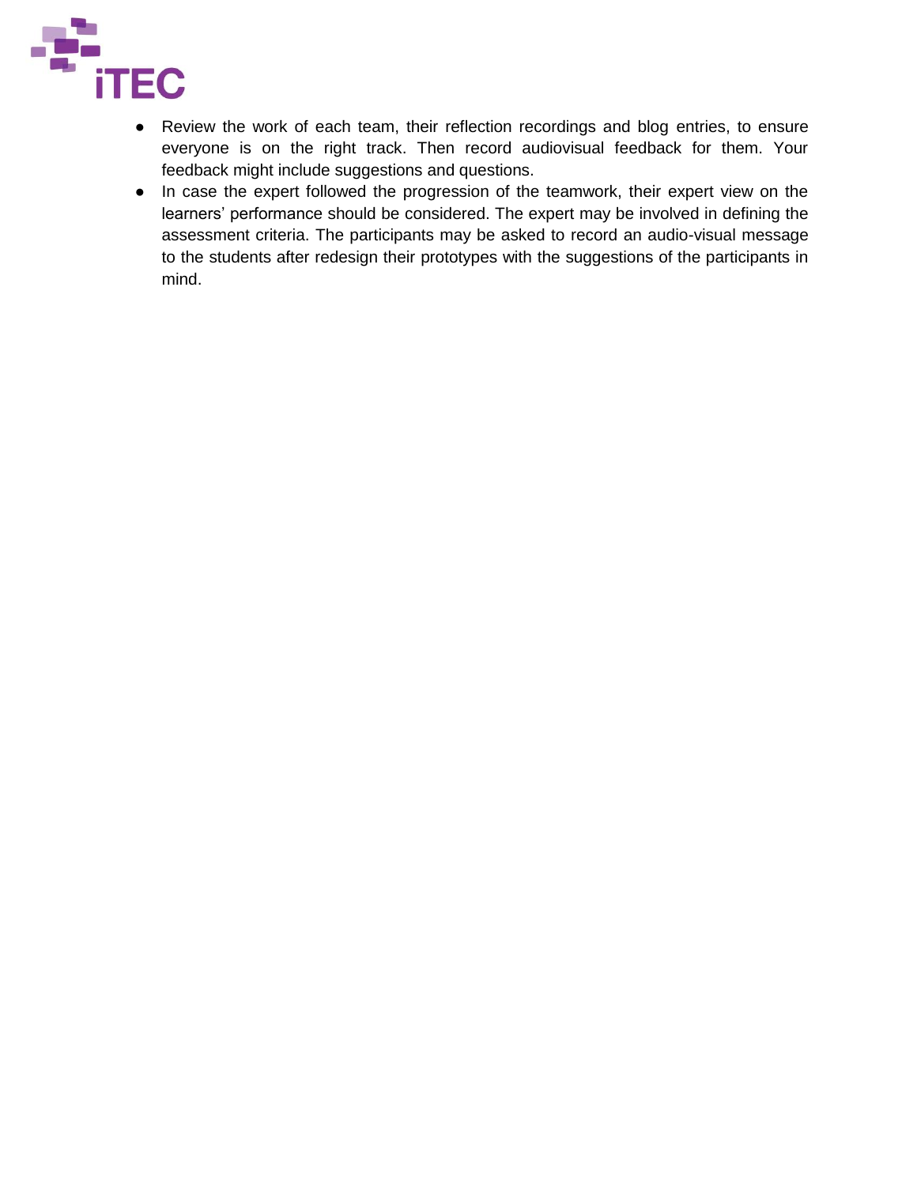- Review the work of each team, their reflection recordings and blog entries, to ensure everyone is on the right track. Then record audiovisual feedback for them. Your feedback might include suggestions and questions.
- In case the expert followed the progression of the teamwork, their expert view on the learners' performance should be considered. The expert may be involved in defining the assessment criteria. The participants may be asked to record an audio-visual message to the students after redesign their prototypes with the suggestions of the participants in mind.